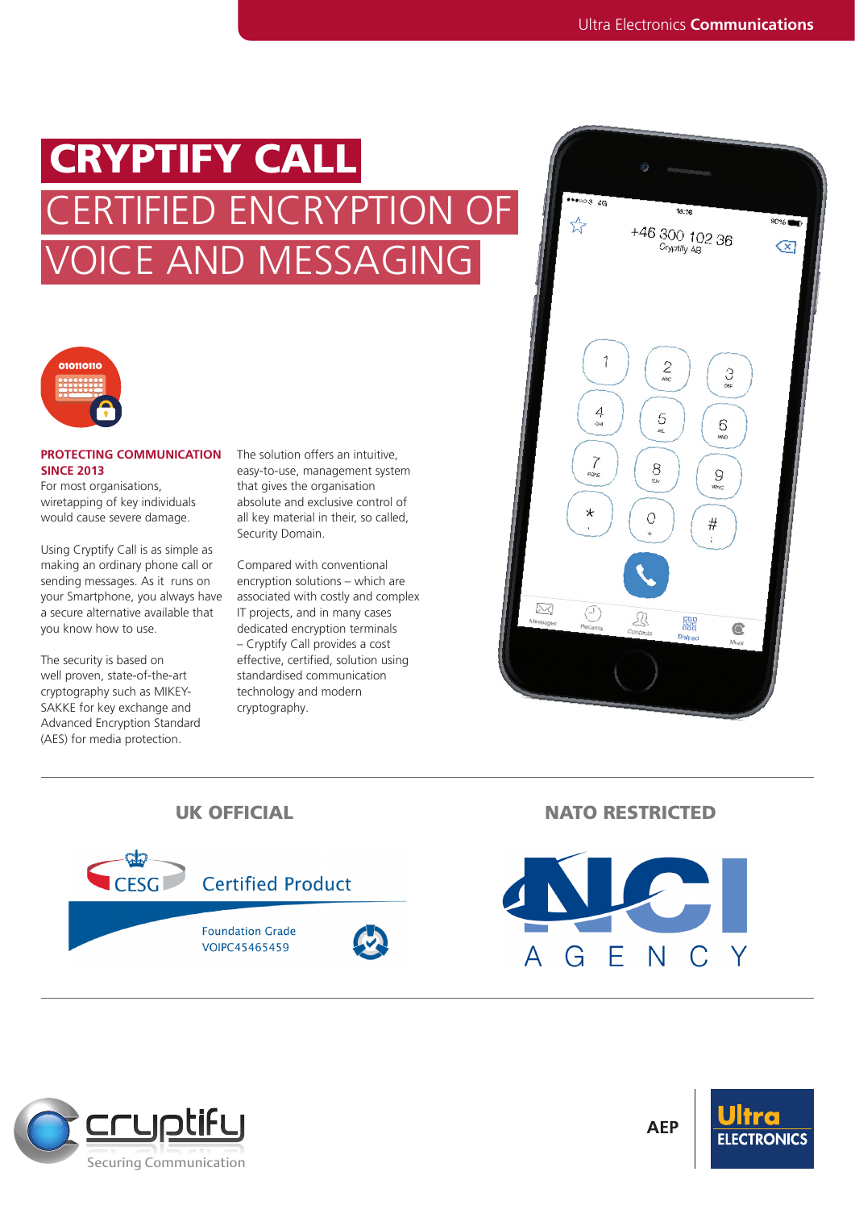# CRYPTIFY CALL

## CERTIFIED ENCRYPTION OF VOICE AND MESSAGING

**PROTECTING COMMUNICATION SINCE 2013**

For most organisations, wiretapping of key individuals would cause severe damage.

Using Cryptify Call is as simple as making an ordinary phone call or sending messages. As it runs on your Smartphone, you always have a secure alternative available that you know how to use.

The security is based on well proven, state-of-the-art cryptography such as MIKEY-SAKKE for key exchange and Advanced Encryption Standard (AES) for media protection.

The solution offers an intuitive, easy-to-use, management system that gives the organisation absolute and exclusive control of all key material in their, so called, Security Domain.

Compared with conventional encryption solutions – which are associated with costly and complex IT projects, and in many cases dedicated encryption terminals – Cryptify Call provides a cost effective, certified, solution using standardised communication technology and modern cryptography.

**UK OFFICIAL**

CESG Certified Product
Foundation Grade
VOIPC45465459

**NATO RESTRICTED**

NCI AGENCY

cryptify
Securing Communication

AEP

Ultra ELECTRONICS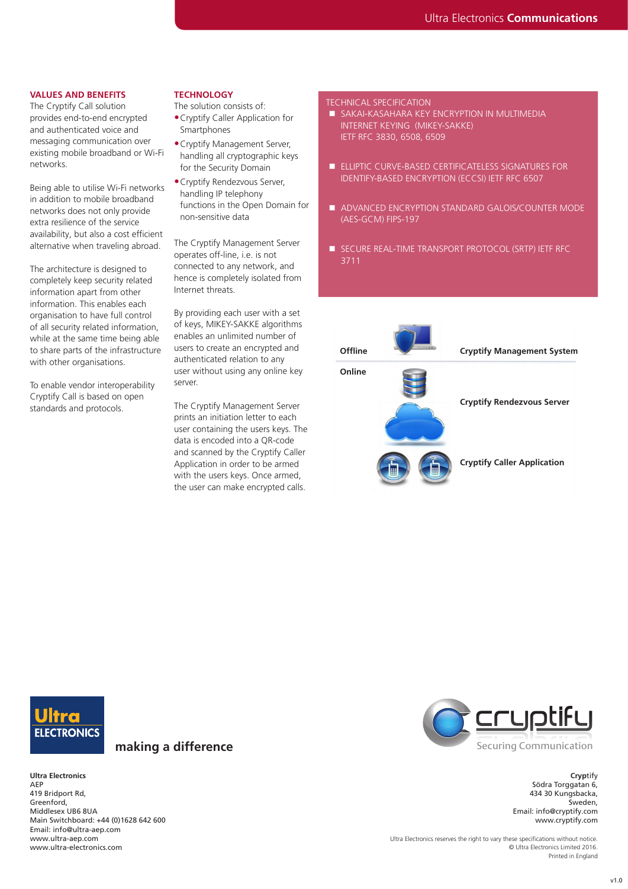## VALUES AND BENEFITS

The Cryptify Call solution provides end-to-end encrypted and authenticated voice and messaging communication over existing mobile broadband or Wi-Fi networks.

Being able to utilise Wi-Fi networks in addition to mobile broadband networks does not only provide extra resilience of the service availability, but also a cost efficient alternative when traveling abroad.

The architecture is designed to completely keep security related information apart from other information. This enables each organisation to have full control of all security related information, while at the same time being able to share parts of the infrastructure with other organisations.

To enable vendor interoperability Cryptify Call is based on open standards and protocols.

## TECHNOLOGY

The solution consists of:

- Cryptify Caller Application for Smartphones
- Cryptify Management Server, handling all cryptographic keys for the Security Domain
- Cryptify Rendezvous Server, handling IP telephony functions in the Open Domain for non-sensitive data

The Cryptify Management Server operates off-line, i.e. is not connected to any network, and hence is completely isolated from Internet threats.

By providing each user with a set of keys, MIKEY-SAKKE algorithms enables an unlimited number of users to create an encrypted and authenticated relation to any user without using any online key server.

The Cryptify Management Server prints an initiation letter to each user containing the users keys. The data is encoded into a QR-code and scanned by the Cryptify Caller Application in order to be armed with the users keys. Once armed, the user can make encrypted calls.

## TECHNICAL SPECIFICATION

- SAKAI-KASAHARA KEY ENCRYPTION IN MULTIMEDIA INTERNET KEYING (MIKEY-SAKKE) IETF RFC 3830, 6508, 6509
- ELLIPTIC CURVE-BASED CERTIFICATELESS SIGNATURES FOR IDENTIFY-BASED ENCRYPTION (ECCSI) IETF RFC 6507
- ADVANCED ENCRYPTION STANDARD GALOIS/COUNTER MODE (AES-GCM) FIPS-197
- SECURE REAL-TIME TRANSPORT PROTOCOL (SRTP) IETF RFC 3711

Offline

Cryptify Management System

Online

Cryptify Rendezvous Server

Cryptify Caller Application

making a difference

**Ultra Electronics**
AEP
419 Bridport Rd,
Greenford,
Middlesex UB6 8UA
Main Switchboard: +44 (0)1628 642 600
Email: info@ultra-aep.com
www.ultra-aep.com
www.ultra-electronics.com

**Cryptify**
Södra Torggatan 6,
434 30 Kungsbacka,
Sweden,
Email: info@cryptify.com
www.cryptify.com

Ultra Electronics reserves the right to vary these specifications without notice.
© Ultra Electronics Limited 2016.
Printed in England

v1.0